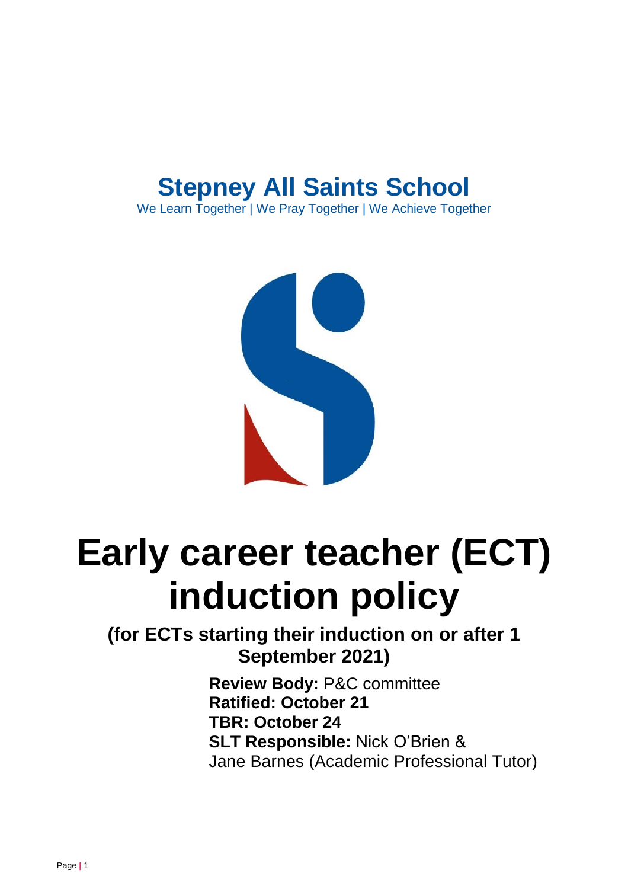# Stepney All Saints School

We Learn Together | We Pray Together | We Achieve Together

# Early career teacher (ECT) induction policy

## (for ECTs starting their induction on or after 1 September 2021)

**Review Body:** P&C committee
**Ratified: October 21**
**TBR: October 24**
**SLT Responsible:** Nick O'Brien & Jane Barnes (Academic Professional Tutor)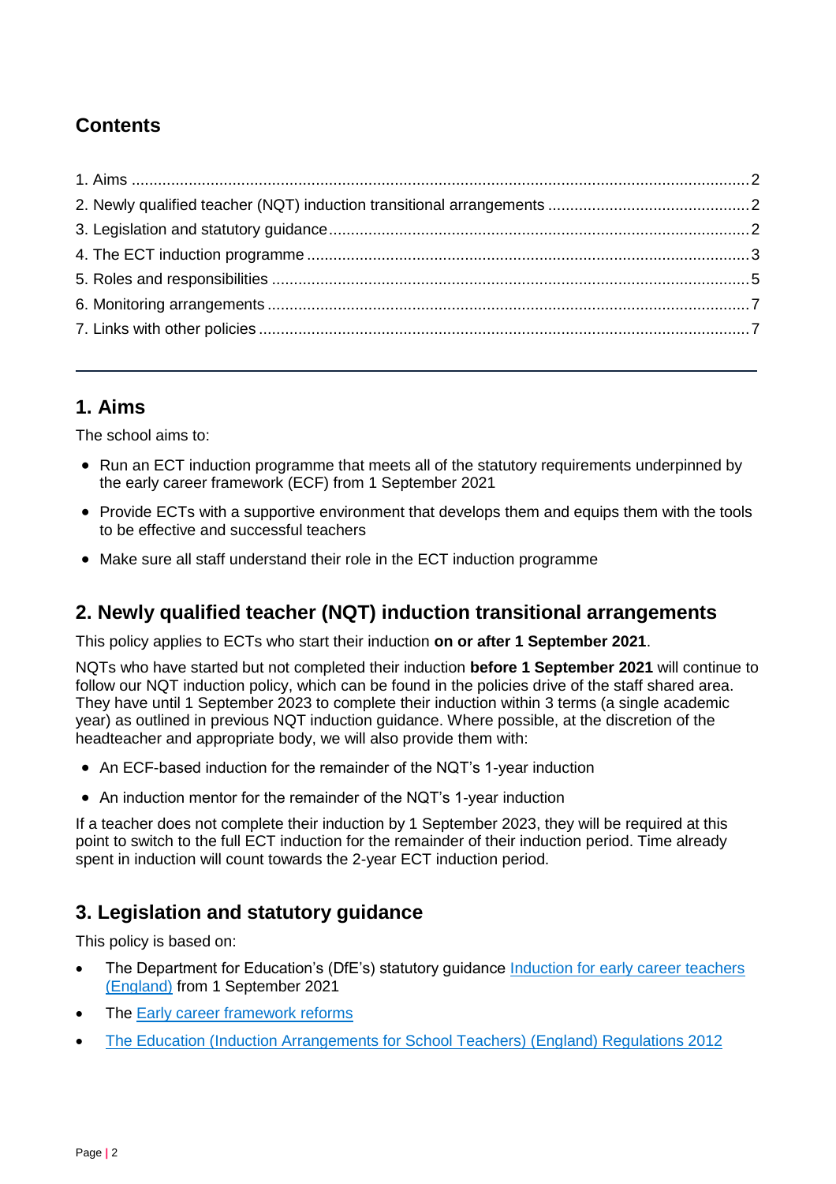## Contents

1. Aims ........................................................................................................................................ 2
2. Newly qualified teacher (NQT) induction transitional arrangements ........................................... 2
3. Legislation and statutory guidance ............................................................................................ 2
4. The ECT induction programme ................................................................................................. 3
5. Roles and responsibilities ......................................................................................................... 5
6. Monitoring arrangements .......................................................................................................... 7
7. Links with other policies ............................................................................................................ 7

---

## 1. Aims

The school aims to:

- Run an ECT induction programme that meets all of the statutory requirements underpinned by the early career framework (ECF) from 1 September 2021
- Provide ECTs with a supportive environment that develops them and equips them with the tools to be effective and successful teachers
- Make sure all staff understand their role in the ECT induction programme

## 2. Newly qualified teacher (NQT) induction transitional arrangements

This policy applies to ECTs who start their induction **on or after 1 September 2021**.

NQTs who have started but not completed their induction **before 1 September 2021** will continue to follow our NQT induction policy, which can be found in the policies drive of the staff shared area. They have until 1 September 2023 to complete their induction within 3 terms (a single academic year) as outlined in previous NQT induction guidance. Where possible, at the discretion of the headteacher and appropriate body, we will also provide them with:

- An ECF-based induction for the remainder of the NQT's 1-year induction
- An induction mentor for the remainder of the NQT's 1-year induction

If a teacher does not complete their induction by 1 September 2023, they will be required at this point to switch to the full ECT induction for the remainder of their induction period. Time already spent in induction will count towards the 2-year ECT induction period.

## 3. Legislation and statutory guidance

This policy is based on:

- The Department for Education's (DfE's) statutory guidance Induction for early career teachers (England) from 1 September 2021
- The Early career framework reforms
- The Education (Induction Arrangements for School Teachers) (England) Regulations 2012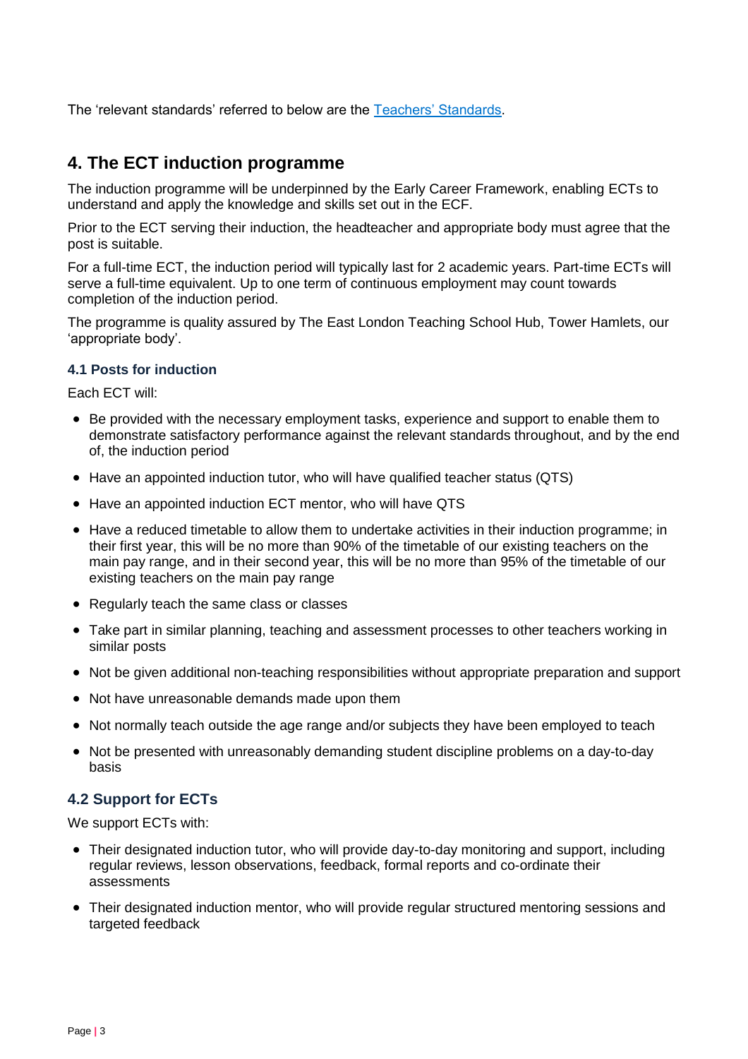The 'relevant standards' referred to below are the [Teachers' Standards](Teachers' Standards).

## 4. The ECT induction programme

The induction programme will be underpinned by the Early Career Framework, enabling ECTs to understand and apply the knowledge and skills set out in the ECF.

Prior to the ECT serving their induction, the headteacher and appropriate body must agree that the post is suitable.

For a full-time ECT, the induction period will typically last for 2 academic years. Part-time ECTs will serve a full-time equivalent. Up to one term of continuous employment may count towards completion of the induction period.

The programme is quality assured by The East London Teaching School Hub, Tower Hamlets, our 'appropriate body'.

### 4.1 Posts for induction

Each ECT will:

- Be provided with the necessary employment tasks, experience and support to enable them to demonstrate satisfactory performance against the relevant standards throughout, and by the end of, the induction period
- Have an appointed induction tutor, who will have qualified teacher status (QTS)
- Have an appointed induction ECT mentor, who will have QTS
- Have a reduced timetable to allow them to undertake activities in their induction programme; in their first year, this will be no more than 90% of the timetable of our existing teachers on the main pay range, and in their second year, this will be no more than 95% of the timetable of our existing teachers on the main pay range
- Regularly teach the same class or classes
- Take part in similar planning, teaching and assessment processes to other teachers working in similar posts
- Not be given additional non-teaching responsibilities without appropriate preparation and support
- Not have unreasonable demands made upon them
- Not normally teach outside the age range and/or subjects they have been employed to teach
- Not be presented with unreasonably demanding student discipline problems on a day-to-day basis

### 4.2 Support for ECTs

We support ECTs with:

- Their designated induction tutor, who will provide day-to-day monitoring and support, including regular reviews, lesson observations, feedback, formal reports and co-ordinate their assessments
- Their designated induction mentor, who will provide regular structured mentoring sessions and targeted feedback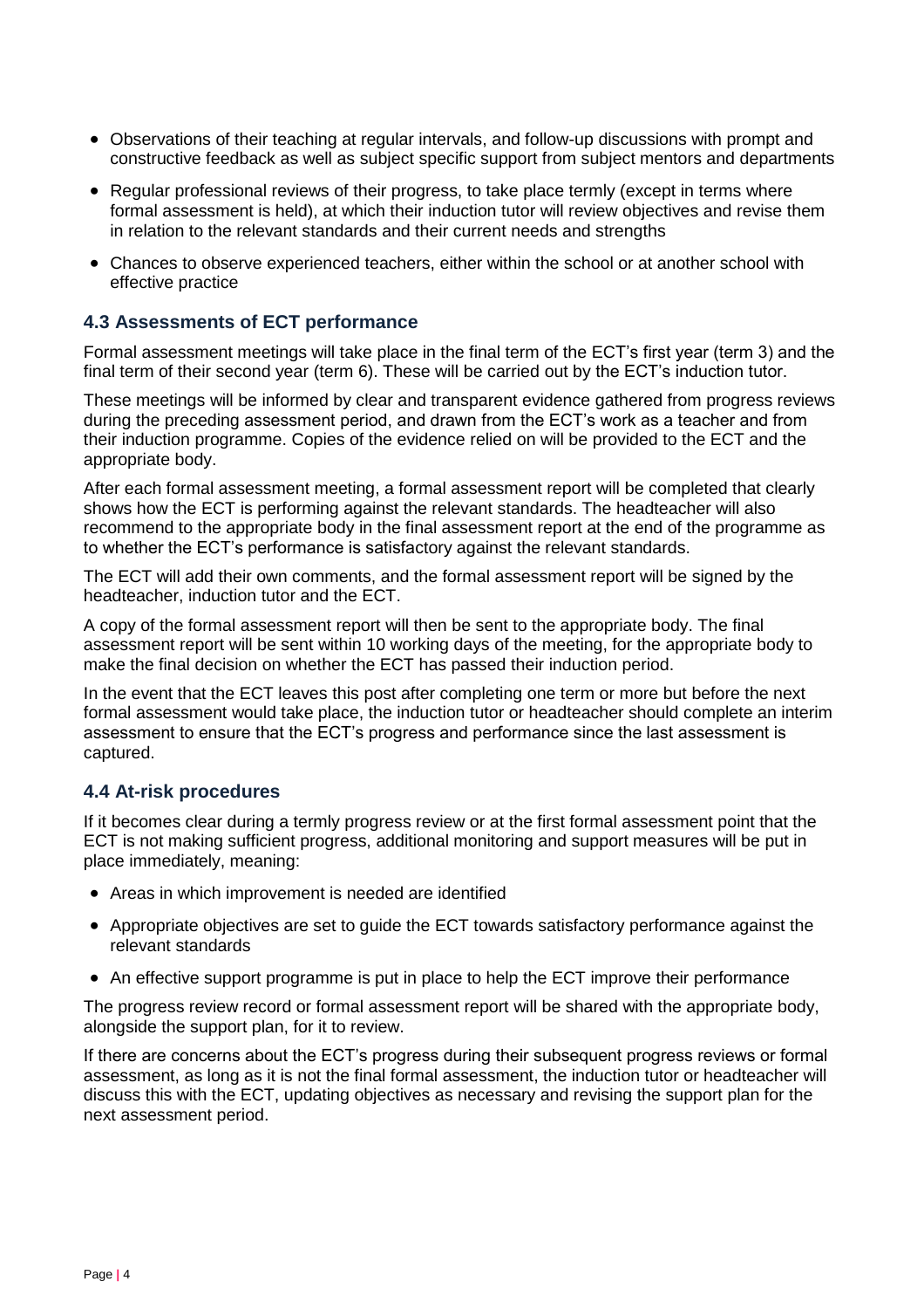- Observations of their teaching at regular intervals, and follow-up discussions with prompt and constructive feedback as well as subject specific support from subject mentors and departments
- Regular professional reviews of their progress, to take place termly (except in terms where formal assessment is held), at which their induction tutor will review objectives and revise them in relation to the relevant standards and their current needs and strengths
- Chances to observe experienced teachers, either within the school or at another school with effective practice

### 4.3 Assessments of ECT performance

Formal assessment meetings will take place in the final term of the ECT's first year (term 3) and the final term of their second year (term 6). These will be carried out by the ECT's induction tutor.

These meetings will be informed by clear and transparent evidence gathered from progress reviews during the preceding assessment period, and drawn from the ECT's work as a teacher and from their induction programme. Copies of the evidence relied on will be provided to the ECT and the appropriate body.

After each formal assessment meeting, a formal assessment report will be completed that clearly shows how the ECT is performing against the relevant standards. The headteacher will also recommend to the appropriate body in the final assessment report at the end of the programme as to whether the ECT's performance is satisfactory against the relevant standards.

The ECT will add their own comments, and the formal assessment report will be signed by the headteacher, induction tutor and the ECT.

A copy of the formal assessment report will then be sent to the appropriate body. The final assessment report will be sent within 10 working days of the meeting, for the appropriate body to make the final decision on whether the ECT has passed their induction period.

In the event that the ECT leaves this post after completing one term or more but before the next formal assessment would take place, the induction tutor or headteacher should complete an interim assessment to ensure that the ECT's progress and performance since the last assessment is captured.

### 4.4 At-risk procedures

If it becomes clear during a termly progress review or at the first formal assessment point that the ECT is not making sufficient progress, additional monitoring and support measures will be put in place immediately, meaning:

- Areas in which improvement is needed are identified
- Appropriate objectives are set to guide the ECT towards satisfactory performance against the relevant standards
- An effective support programme is put in place to help the ECT improve their performance

The progress review record or formal assessment report will be shared with the appropriate body, alongside the support plan, for it to review.

If there are concerns about the ECT's progress during their subsequent progress reviews or formal assessment, as long as it is not the final formal assessment, the induction tutor or headteacher will discuss this with the ECT, updating objectives as necessary and revising the support plan for the next assessment period.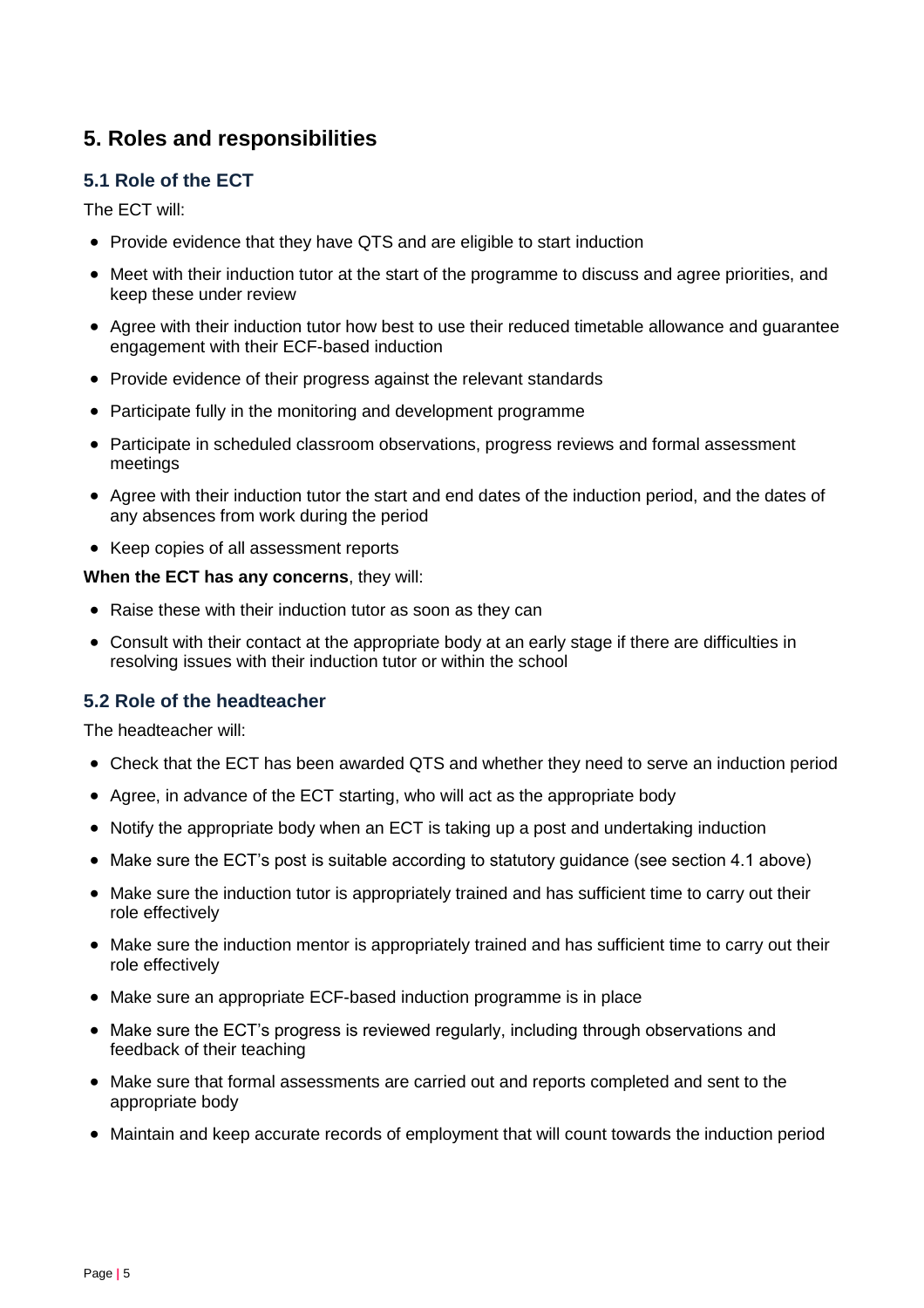## 5. Roles and responsibilities

### 5.1 Role of the ECT

The ECT will:

- Provide evidence that they have QTS and are eligible to start induction
- Meet with their induction tutor at the start of the programme to discuss and agree priorities, and keep these under review
- Agree with their induction tutor how best to use their reduced timetable allowance and guarantee engagement with their ECF-based induction
- Provide evidence of their progress against the relevant standards
- Participate fully in the monitoring and development programme
- Participate in scheduled classroom observations, progress reviews and formal assessment meetings
- Agree with their induction tutor the start and end dates of the induction period, and the dates of any absences from work during the period
- Keep copies of all assessment reports

**When the ECT has any concerns**, they will:

- Raise these with their induction tutor as soon as they can
- Consult with their contact at the appropriate body at an early stage if there are difficulties in resolving issues with their induction tutor or within the school

### 5.2 Role of the headteacher

The headteacher will:

- Check that the ECT has been awarded QTS and whether they need to serve an induction period
- Agree, in advance of the ECT starting, who will act as the appropriate body
- Notify the appropriate body when an ECT is taking up a post and undertaking induction
- Make sure the ECT's post is suitable according to statutory guidance (see section 4.1 above)
- Make sure the induction tutor is appropriately trained and has sufficient time to carry out their role effectively
- Make sure the induction mentor is appropriately trained and has sufficient time to carry out their role effectively
- Make sure an appropriate ECF-based induction programme is in place
- Make sure the ECT's progress is reviewed regularly, including through observations and feedback of their teaching
- Make sure that formal assessments are carried out and reports completed and sent to the appropriate body
- Maintain and keep accurate records of employment that will count towards the induction period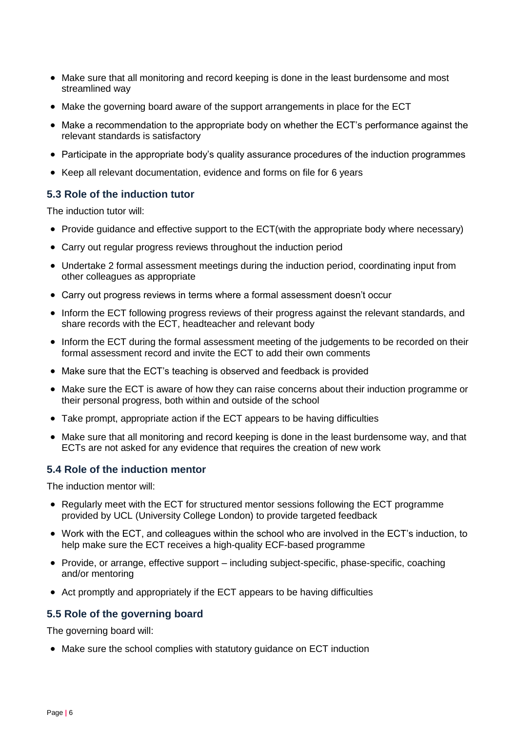- Make sure that all monitoring and record keeping is done in the least burdensome and most streamlined way
- Make the governing board aware of the support arrangements in place for the ECT
- Make a recommendation to the appropriate body on whether the ECT's performance against the relevant standards is satisfactory
- Participate in the appropriate body's quality assurance procedures of the induction programmes
- Keep all relevant documentation, evidence and forms on file for 6 years

### 5.3 Role of the induction tutor

The induction tutor will:

- Provide guidance and effective support to the ECT(with the appropriate body where necessary)
- Carry out regular progress reviews throughout the induction period
- Undertake 2 formal assessment meetings during the induction period, coordinating input from other colleagues as appropriate
- Carry out progress reviews in terms where a formal assessment doesn't occur
- Inform the ECT following progress reviews of their progress against the relevant standards, and share records with the ECT, headteacher and relevant body
- Inform the ECT during the formal assessment meeting of the judgements to be recorded on their formal assessment record and invite the ECT to add their own comments
- Make sure that the ECT's teaching is observed and feedback is provided
- Make sure the ECT is aware of how they can raise concerns about their induction programme or their personal progress, both within and outside of the school
- Take prompt, appropriate action if the ECT appears to be having difficulties
- Make sure that all monitoring and record keeping is done in the least burdensome way, and that ECTs are not asked for any evidence that requires the creation of new work

### 5.4 Role of the induction mentor

The induction mentor will:

- Regularly meet with the ECT for structured mentor sessions following the ECT programme provided by UCL (University College London) to provide targeted feedback
- Work with the ECT, and colleagues within the school who are involved in the ECT's induction, to help make sure the ECT receives a high-quality ECF-based programme
- Provide, or arrange, effective support – including subject-specific, phase-specific, coaching and/or mentoring
- Act promptly and appropriately if the ECT appears to be having difficulties

### 5.5 Role of the governing board

The governing board will:

- Make sure the school complies with statutory guidance on ECT induction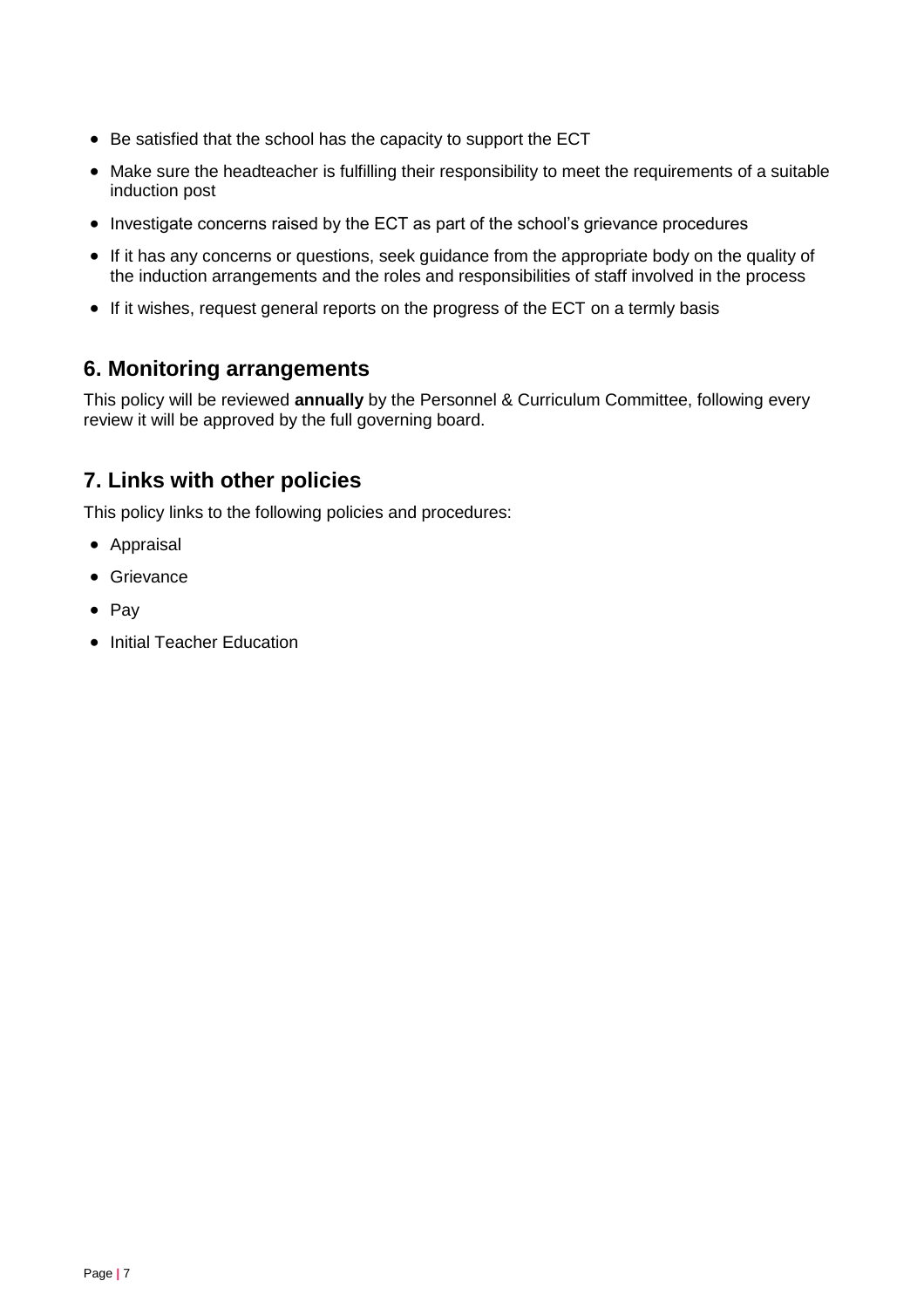- Be satisfied that the school has the capacity to support the ECT
- Make sure the headteacher is fulfilling their responsibility to meet the requirements of a suitable induction post
- Investigate concerns raised by the ECT as part of the school's grievance procedures
- If it has any concerns or questions, seek guidance from the appropriate body on the quality of the induction arrangements and the roles and responsibilities of staff involved in the process
- If it wishes, request general reports on the progress of the ECT on a termly basis

## 6. Monitoring arrangements

This policy will be reviewed **annually** by the Personnel & Curriculum Committee, following every review it will be approved by the full governing board.

## 7. Links with other policies

This policy links to the following policies and procedures:

- Appraisal
- Grievance
- Pay
- Initial Teacher Education